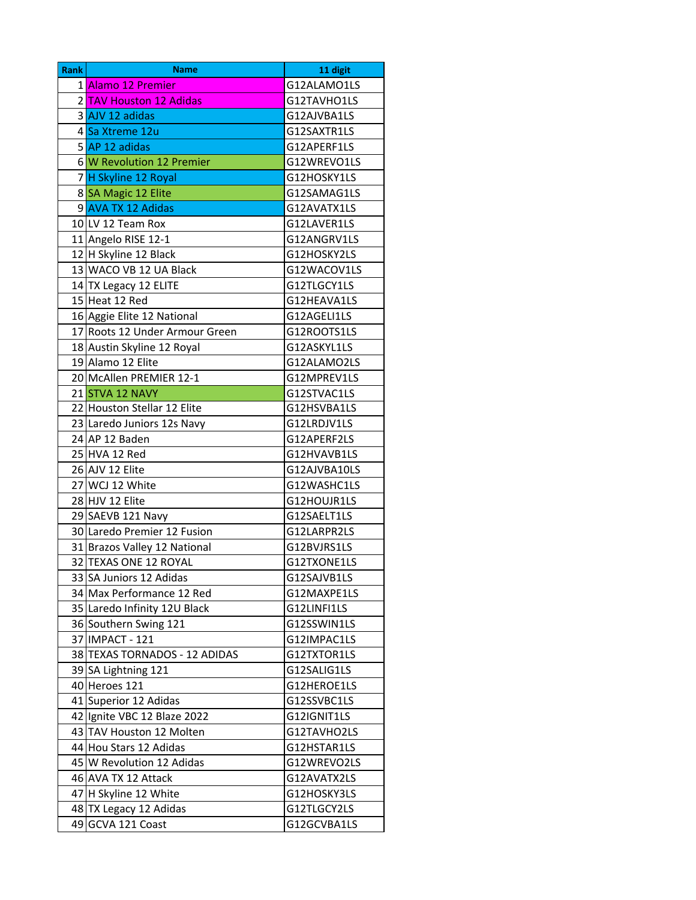| Rank | Name | 11 digit |
|---|---|---|
| 1 | Alamo 12 Premier | G12ALAMO1LS |
| 2 | TAV Houston 12 Adidas | G12TAVHO1LS |
| 3 | AJV 12 adidas | G12AJVBA1LS |
| 4 | Sa Xtreme 12u | G12SAXTR1LS |
| 5 | AP 12 adidas | G12APERF1LS |
| 6 | W Revolution 12 Premier | G12WREVO1LS |
| 7 | H Skyline 12 Royal | G12HOSKY1LS |
| 8 | SA Magic 12 Elite | G12SAMAG1LS |
| 9 | AVA TX 12 Adidas | G12AVATX1LS |
| 10 | LV 12 Team Rox | G12LAVER1LS |
| 11 | Angelo RISE 12-1 | G12ANGRV1LS |
| 12 | H Skyline 12 Black | G12HOSKY2LS |
| 13 | WACO VB 12 UA Black | G12WACOV1LS |
| 14 | TX Legacy 12 ELITE | G12TLGCY1LS |
| 15 | Heat 12 Red | G12HEAVA1LS |
| 16 | Aggie Elite 12 National | G12AGELI1LS |
| 17 | Roots 12 Under Armour Green | G12ROOTS1LS |
| 18 | Austin Skyline 12 Royal | G12ASKYL1LS |
| 19 | Alamo 12 Elite | G12ALAMO2LS |
| 20 | McAllen PREMIER 12-1 | G12MPREV1LS |
| 21 | STVA 12 NAVY | G12STVAC1LS |
| 22 | Houston Stellar 12 Elite | G12HSVBA1LS |
| 23 | Laredo Juniors 12s Navy | G12LRDJV1LS |
| 24 | AP 12 Baden | G12APERF2LS |
| 25 | HVA 12 Red | G12HVAVB1LS |
| 26 | AJV 12 Elite | G12AJVBA10LS |
| 27 | WCJ 12 White | G12WASHC1LS |
| 28 | HJV 12 Elite | G12HOUJR1LS |
| 29 | SAEVB 121 Navy | G12SAELT1LS |
| 30 | Laredo Premier 12 Fusion | G12LARPR2LS |
| 31 | Brazos Valley 12 National | G12BVJRS1LS |
| 32 | TEXAS ONE 12 ROYAL | G12TXONE1LS |
| 33 | SA Juniors 12 Adidas | G12SAJVB1LS |
| 34 | Max Performance 12 Red | G12MAXPE1LS |
| 35 | Laredo Infinity 12U Black | G12LINFI1LS |
| 36 | Southern Swing 121 | G12SSWIN1LS |
| 37 | IMPACT - 121 | G12IMPAC1LS |
| 38 | TEXAS TORNADOS - 12 ADIDAS | G12TXTOR1LS |
| 39 | SA Lightning 121 | G12SALIG1LS |
| 40 | Heroes 121 | G12HEROE1LS |
| 41 | Superior 12 Adidas | G12SSVBC1LS |
| 42 | Ignite VBC 12 Blaze 2022 | G12IGNIT1LS |
| 43 | TAV Houston 12 Molten | G12TAVHO2LS |
| 44 | Hou Stars 12 Adidas | G12HSTAR1LS |
| 45 | W Revolution 12 Adidas | G12WREVO2LS |
| 46 | AVA TX 12 Attack | G12AVATX2LS |
| 47 | H Skyline 12 White | G12HOSKY3LS |
| 48 | TX Legacy 12 Adidas | G12TLGCY2LS |
| 49 | GCVA 121 Coast | G12GCVBA1LS |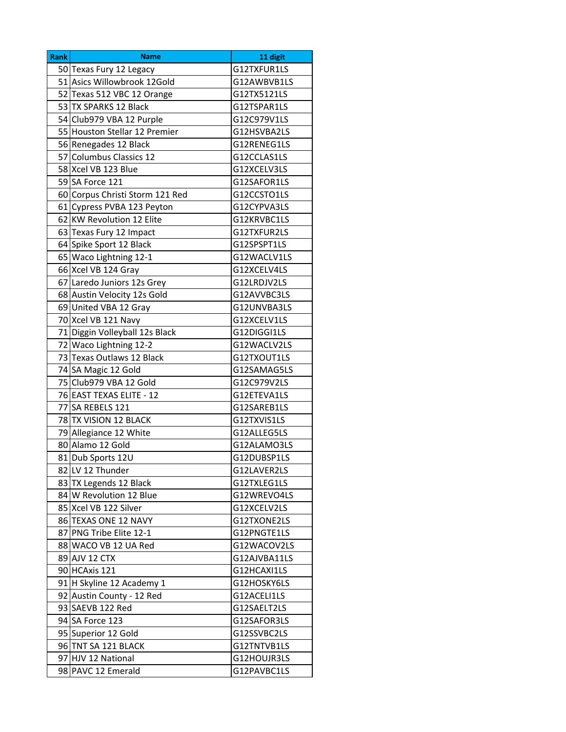| Rank | Name | 11 digit |
|---|---|---|
| 50 | Texas Fury 12 Legacy | G12TXFUR1LS |
| 51 | Asics Willowbrook 12Gold | G12AWBVB1LS |
| 52 | Texas 512 VBC 12 Orange | G12TX5121LS |
| 53 | TX SPARKS 12 Black | G12TSPAR1LS |
| 54 | Club979 VBA 12 Purple | G12C979V1LS |
| 55 | Houston Stellar 12 Premier | G12HSVBA2LS |
| 56 | Renegades 12 Black | G12RENEG1LS |
| 57 | Columbus Classics 12 | G12CCLAS1LS |
| 58 | Xcel VB 123 Blue | G12XCELV3LS |
| 59 | SA Force 121 | G12SAFOR1LS |
| 60 | Corpus Christi Storm 121 Red | G12CCSTO1LS |
| 61 | Cypress PVBA 123 Peyton | G12CYPVA3LS |
| 62 | KW Revolution 12 Elite | G12KRVBC1LS |
| 63 | Texas Fury 12 Impact | G12TXFUR2LS |
| 64 | Spike Sport 12 Black | G12SPSPT1LS |
| 65 | Waco Lightning 12-1 | G12WACLV1LS |
| 66 | Xcel VB 124 Gray | G12XCELV4LS |
| 67 | Laredo Juniors 12s Grey | G12LRDJV2LS |
| 68 | Austin Velocity 12s Gold | G12AVVBC3LS |
| 69 | United VBA 12 Gray | G12UNVBA3LS |
| 70 | Xcel VB 121 Navy | G12XCELV1LS |
| 71 | Diggin Volleyball 12s Black | G12DIGGI1LS |
| 72 | Waco Lightning 12-2 | G12WACLV2LS |
| 73 | Texas Outlaws 12 Black | G12TXOUT1LS |
| 74 | SA Magic 12 Gold | G12SAMAG5LS |
| 75 | Club979 VBA 12 Gold | G12C979V2LS |
| 76 | EAST TEXAS ELITE - 12 | G12ETEVA1LS |
| 77 | SA REBELS 121 | G12SAREB1LS |
| 78 | TX VISION 12 BLACK | G12TXVIS1LS |
| 79 | Allegiance 12 White | G12ALLEG5LS |
| 80 | Alamo 12 Gold | G12ALAMO3LS |
| 81 | Dub Sports 12U | G12DUBSP1LS |
| 82 | LV 12 Thunder | G12LAVER2LS |
| 83 | TX Legends 12 Black | G12TXLEG1LS |
| 84 | W Revolution 12 Blue | G12WREVO4LS |
| 85 | Xcel VB 122 Silver | G12XCELV2LS |
| 86 | TEXAS ONE 12 NAVY | G12TXONE2LS |
| 87 | PNG Tribe Elite 12-1 | G12PNGTE1LS |
| 88 | WACO VB 12 UA Red | G12WACOV2LS |
| 89 | AJV 12 CTX | G12AJVBA11LS |
| 90 | HCAxis 121 | G12HCAXI1LS |
| 91 | H Skyline 12 Academy 1 | G12HOSKY6LS |
| 92 | Austin County - 12 Red | G12ACELI1LS |
| 93 | SAEVB 122 Red | G12SAELT2LS |
| 94 | SA Force 123 | G12SAFOR3LS |
| 95 | Superior 12 Gold | G12SSVBC2LS |
| 96 | TNT SA 121 BLACK | G12TNTVB1LS |
| 97 | HJV 12 National | G12HOUJR3LS |
| 98 | PAVC 12 Emerald | G12PAVBC1LS |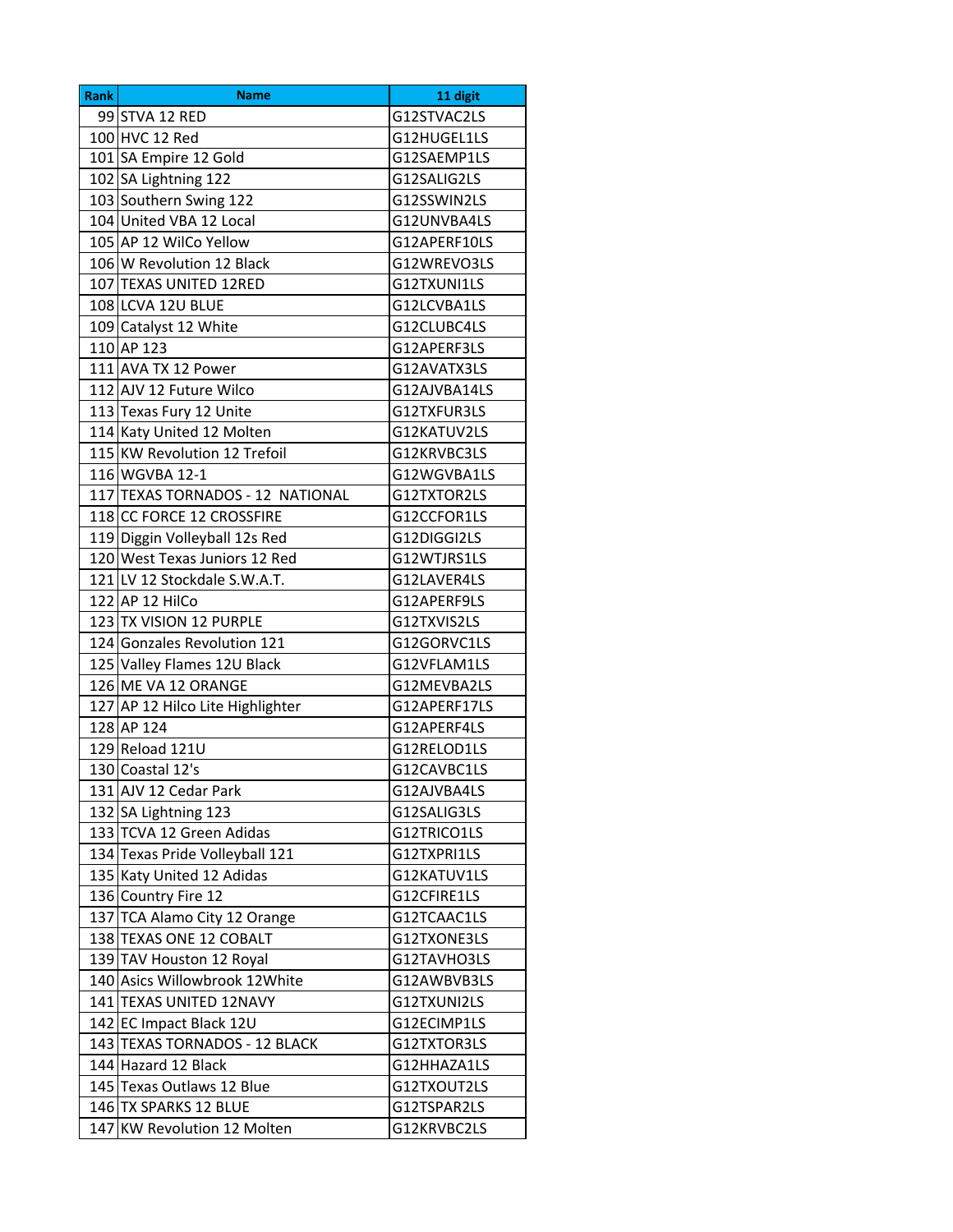| Rank | Name | 11 digit |
|---|---|---|
| 99 | STVA 12 RED | G12STVAC2LS |
| 100 | HVC 12 Red | G12HUGEL1LS |
| 101 | SA Empire 12 Gold | G12SAEMP1LS |
| 102 | SA Lightning 122 | G12SALIG2LS |
| 103 | Southern Swing 122 | G12SSWIN2LS |
| 104 | United VBA 12 Local | G12UNVBA4LS |
| 105 | AP 12 WilCo Yellow | G12APERF10LS |
| 106 | W Revolution 12 Black | G12WREVO3LS |
| 107 | TEXAS UNITED 12RED | G12TXUNI1LS |
| 108 | LCVA 12U BLUE | G12LCVBA1LS |
| 109 | Catalyst 12 White | G12CLUBC4LS |
| 110 | AP 123 | G12APERF3LS |
| 111 | AVA TX 12 Power | G12AVATX3LS |
| 112 | AJV 12 Future Wilco | G12AJVBA14LS |
| 113 | Texas Fury 12 Unite | G12TXFUR3LS |
| 114 | Katy United 12 Molten | G12KATUV2LS |
| 115 | KW Revolution 12 Trefoil | G12KRVBC3LS |
| 116 | WGVBA 12-1 | G12WGVBA1LS |
| 117 | TEXAS TORNADOS - 12 NATIONAL | G12TXTOR2LS |
| 118 | CC FORCE 12 CROSSFIRE | G12CCFOR1LS |
| 119 | Diggin Volleyball 12s Red | G12DIGGI2LS |
| 120 | West Texas Juniors 12 Red | G12WTJRS1LS |
| 121 | LV 12 Stockdale S.W.A.T. | G12LAVER4LS |
| 122 | AP 12 HilCo | G12APERF9LS |
| 123 | TX VISION 12 PURPLE | G12TXVIS2LS |
| 124 | Gonzales Revolution 121 | G12GORVC1LS |
| 125 | Valley Flames 12U Black | G12VFLAM1LS |
| 126 | ME VA 12 ORANGE | G12MEVBA2LS |
| 127 | AP 12 Hilco Lite Highlighter | G12APERF17LS |
| 128 | AP 124 | G12APERF4LS |
| 129 | Reload 121U | G12RELOD1LS |
| 130 | Coastal 12's | G12CAVBC1LS |
| 131 | AJV 12 Cedar Park | G12AJVBA4LS |
| 132 | SA Lightning 123 | G12SALIG3LS |
| 133 | TCVA 12 Green Adidas | G12TRICO1LS |
| 134 | Texas Pride Volleyball 121 | G12TXPRI1LS |
| 135 | Katy United 12 Adidas | G12KATUV1LS |
| 136 | Country Fire 12 | G12CFIRE1LS |
| 137 | TCA Alamo City 12 Orange | G12TCAAC1LS |
| 138 | TEXAS ONE 12 COBALT | G12TXONE3LS |
| 139 | TAV Houston 12 Royal | G12TAVHO3LS |
| 140 | Asics Willowbrook 12White | G12AWBVB3LS |
| 141 | TEXAS UNITED 12NAVY | G12TXUNI2LS |
| 142 | EC Impact Black 12U | G12ECIMP1LS |
| 143 | TEXAS TORNADOS - 12 BLACK | G12TXTOR3LS |
| 144 | Hazard 12 Black | G12HHAZA1LS |
| 145 | Texas Outlaws 12 Blue | G12TXOUT2LS |
| 146 | TX SPARKS 12 BLUE | G12TSPAR2LS |
| 147 | KW Revolution 12 Molten | G12KRVBC2LS |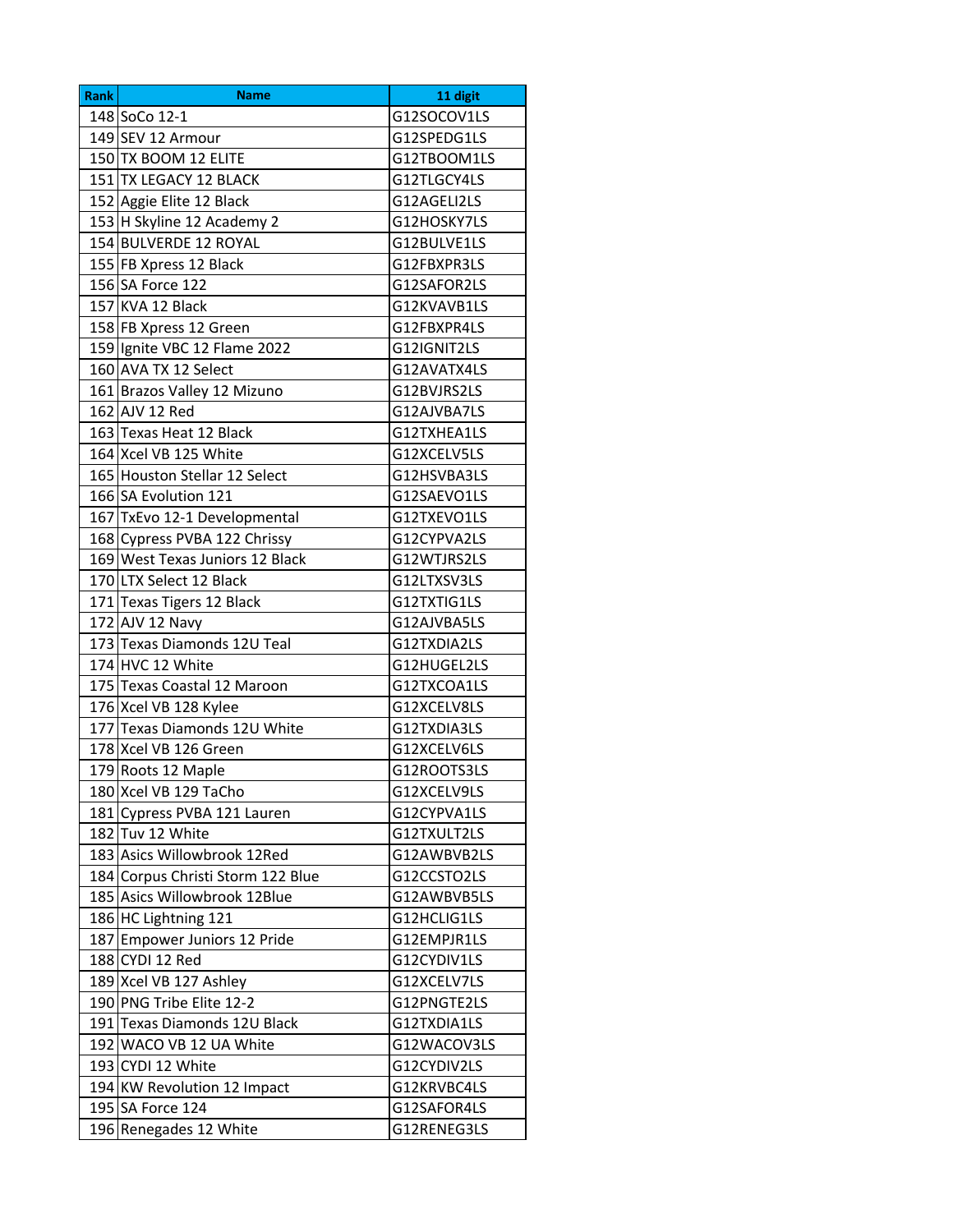| Rank | Name | 11 digit |
| --- | --- | --- |
| 148 | SoCo 12-1 | G12SOCOV1LS |
| 149 | SEV 12 Armour | G12SPEDG1LS |
| 150 | TX BOOM 12 ELITE | G12TBOOM1LS |
| 151 | TX LEGACY 12 BLACK | G12TLGCY4LS |
| 152 | Aggie Elite 12 Black | G12AGELI2LS |
| 153 | H Skyline 12 Academy 2 | G12HOSKY7LS |
| 154 | BULVERDE 12 ROYAL | G12BULVE1LS |
| 155 | FB Xpress 12 Black | G12FBXPR3LS |
| 156 | SA Force 122 | G12SAFOR2LS |
| 157 | KVA 12 Black | G12KVAVB1LS |
| 158 | FB Xpress 12 Green | G12FBXPR4LS |
| 159 | Ignite VBC 12 Flame 2022 | G12IGNIT2LS |
| 160 | AVA TX 12 Select | G12AVATX4LS |
| 161 | Brazos Valley 12 Mizuno | G12BVJRS2LS |
| 162 | AJV 12 Red | G12AJVBA7LS |
| 163 | Texas Heat 12 Black | G12TXHEA1LS |
| 164 | Xcel VB 125 White | G12XCELV5LS |
| 165 | Houston Stellar 12 Select | G12HSVBA3LS |
| 166 | SA Evolution 121 | G12SAEVO1LS |
| 167 | TxEvo 12-1 Developmental | G12TXEVO1LS |
| 168 | Cypress PVBA 122 Chrissy | G12CYPVA2LS |
| 169 | West Texas Juniors 12 Black | G12WTJRS2LS |
| 170 | LTX Select 12 Black | G12LTXSV3LS |
| 171 | Texas Tigers 12 Black | G12TXTIG1LS |
| 172 | AJV 12 Navy | G12AJVBA5LS |
| 173 | Texas Diamonds 12U Teal | G12TXDIA2LS |
| 174 | HVC 12 White | G12HUGEL2LS |
| 175 | Texas Coastal 12 Maroon | G12TXCOA1LS |
| 176 | Xcel VB 128 Kylee | G12XCELV8LS |
| 177 | Texas Diamonds 12U White | G12TXDIA3LS |
| 178 | Xcel VB 126 Green | G12XCELV6LS |
| 179 | Roots 12 Maple | G12ROOTS3LS |
| 180 | Xcel VB 129 TaCho | G12XCELV9LS |
| 181 | Cypress PVBA 121 Lauren | G12CYPVA1LS |
| 182 | Tuv 12 White | G12TXULT2LS |
| 183 | Asics Willowbrook 12Red | G12AWBVB2LS |
| 184 | Corpus Christi Storm 122 Blue | G12CCSTO2LS |
| 185 | Asics Willowbrook 12Blue | G12AWBVB5LS |
| 186 | HC Lightning 121 | G12HCLIG1LS |
| 187 | Empower Juniors 12 Pride | G12EMPJR1LS |
| 188 | CYDI 12 Red | G12CYDIV1LS |
| 189 | Xcel VB 127 Ashley | G12XCELV7LS |
| 190 | PNG Tribe Elite 12-2 | G12PNGTE2LS |
| 191 | Texas Diamonds 12U Black | G12TXDIA1LS |
| 192 | WACO VB 12 UA White | G12WACOV3LS |
| 193 | CYDI 12 White | G12CYDIV2LS |
| 194 | KW Revolution 12 Impact | G12KRVBC4LS |
| 195 | SA Force 124 | G12SAFOR4LS |
| 196 | Renegades 12 White | G12RENEG3LS |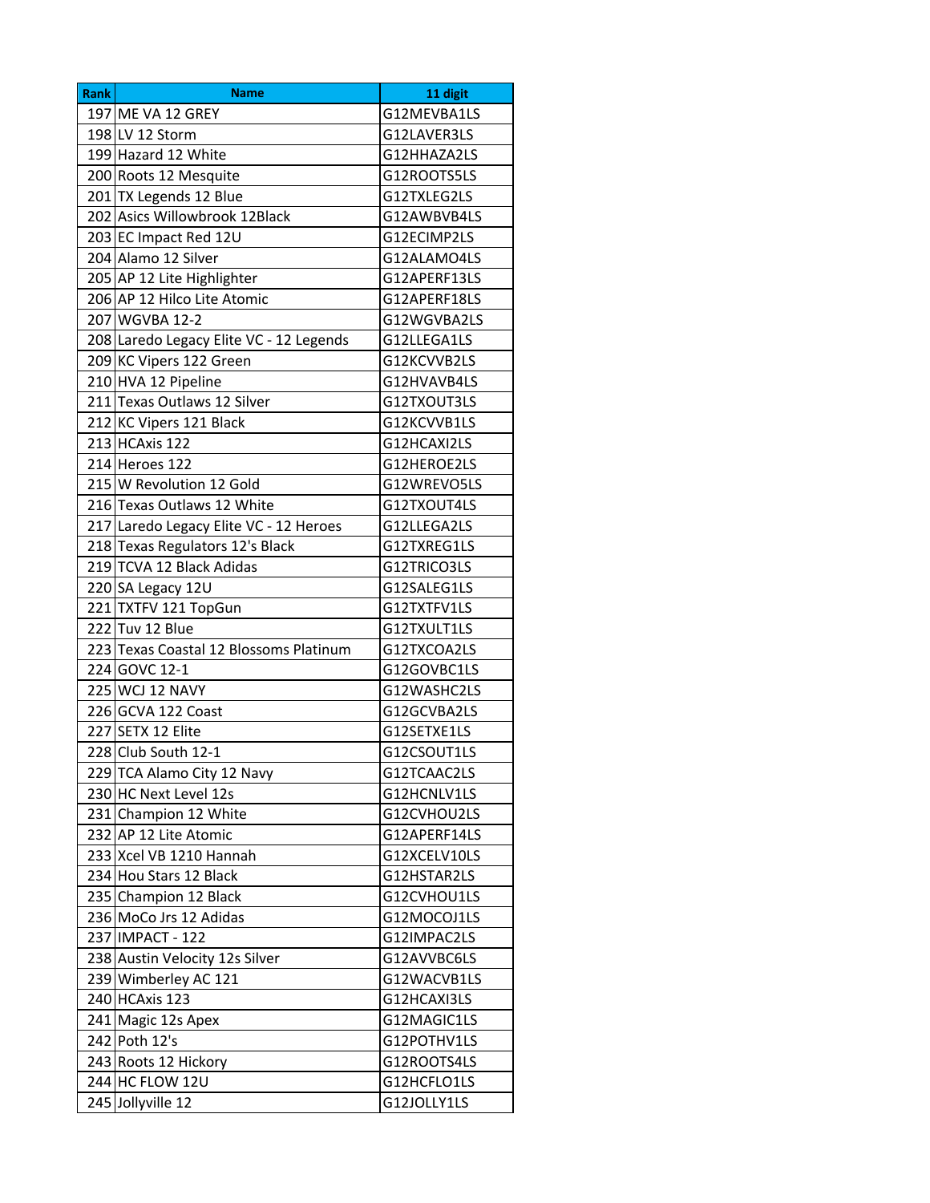| Rank | Name | 11 digit |
|---|---|---|
| 197 | ME VA 12 GREY | G12MEVBA1LS |
| 198 | LV 12 Storm | G12LAVER3LS |
| 199 | Hazard 12 White | G12HHAZA2LS |
| 200 | Roots 12 Mesquite | G12ROOTS5LS |
| 201 | TX Legends 12 Blue | G12TXLEG2LS |
| 202 | Asics Willowbrook 12Black | G12AWBVB4LS |
| 203 | EC Impact Red 12U | G12ECIMP2LS |
| 204 | Alamo 12 Silver | G12ALAMO4LS |
| 205 | AP 12 Lite Highlighter | G12APERF13LS |
| 206 | AP 12 Hilco Lite Atomic | G12APERF18LS |
| 207 | WGVBA 12-2 | G12WGVBA2LS |
| 208 | Laredo Legacy Elite VC - 12 Legends | G12LLEGA1LS |
| 209 | KC Vipers 122 Green | G12KCVVB2LS |
| 210 | HVA 12 Pipeline | G12HVAVB4LS |
| 211 | Texas Outlaws 12 Silver | G12TXOUT3LS |
| 212 | KC Vipers 121 Black | G12KCVVB1LS |
| 213 | HCAxis 122 | G12HCAXI2LS |
| 214 | Heroes 122 | G12HEROE2LS |
| 215 | W Revolution 12 Gold | G12WREVO5LS |
| 216 | Texas Outlaws 12 White | G12TXOUT4LS |
| 217 | Laredo Legacy Elite VC - 12 Heroes | G12LLEGA2LS |
| 218 | Texas Regulators 12's Black | G12TXREG1LS |
| 219 | TCVA 12 Black Adidas | G12TRICO3LS |
| 220 | SA Legacy 12U | G12SALEG1LS |
| 221 | TXTFV 121 TopGun | G12TXTFV1LS |
| 222 | Tuv 12 Blue | G12TXULT1LS |
| 223 | Texas Coastal 12 Blossoms Platinum | G12TXCOA2LS |
| 224 | GOVC 12-1 | G12GOVBC1LS |
| 225 | WCJ 12 NAVY | G12WASHC2LS |
| 226 | GCVA 122 Coast | G12GCVBA2LS |
| 227 | SETX 12 Elite | G12SETXE1LS |
| 228 | Club South 12-1 | G12CSOUT1LS |
| 229 | TCA Alamo City 12 Navy | G12TCAAC2LS |
| 230 | HC Next Level 12s | G12HCNLV1LS |
| 231 | Champion 12 White | G12CVHOU2LS |
| 232 | AP 12 Lite Atomic | G12APERF14LS |
| 233 | Xcel VB 1210 Hannah | G12XCELV10LS |
| 234 | Hou Stars 12 Black | G12HSTAR2LS |
| 235 | Champion 12 Black | G12CVHOU1LS |
| 236 | MoCo Jrs 12 Adidas | G12MOCOJ1LS |
| 237 | IMPACT - 122 | G12IMPAC2LS |
| 238 | Austin Velocity 12s Silver | G12AVVBC6LS |
| 239 | Wimberley AC 121 | G12WACVB1LS |
| 240 | HCAxis 123 | G12HCAXI3LS |
| 241 | Magic 12s Apex | G12MAGIC1LS |
| 242 | Poth 12's | G12POTHV1LS |
| 243 | Roots 12 Hickory | G12ROOTS4LS |
| 244 | HC FLOW 12U | G12HCFLO1LS |
| 245 | Jollyville 12 | G12JOLLY1LS |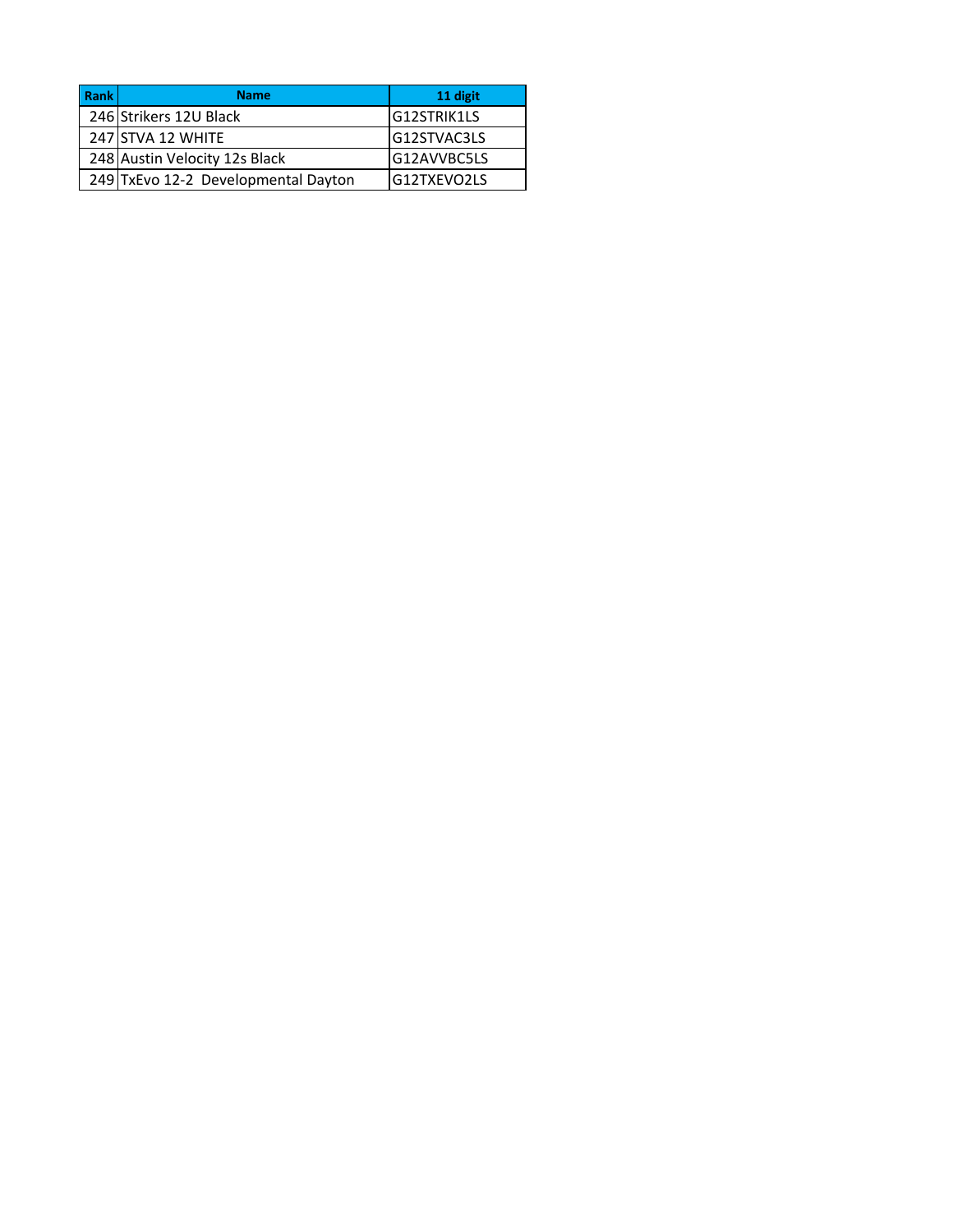| Rank | Name | 11 digit |
|---|---|---|
| 246 | Strikers 12U Black | G12STRIK1LS |
| 247 | STVA 12 WHITE | G12STVAC3LS |
| 248 | Austin Velocity 12s Black | G12AVVBC5LS |
| 249 | TxEvo 12-2  Developmental Dayton | G12TXEVO2LS |